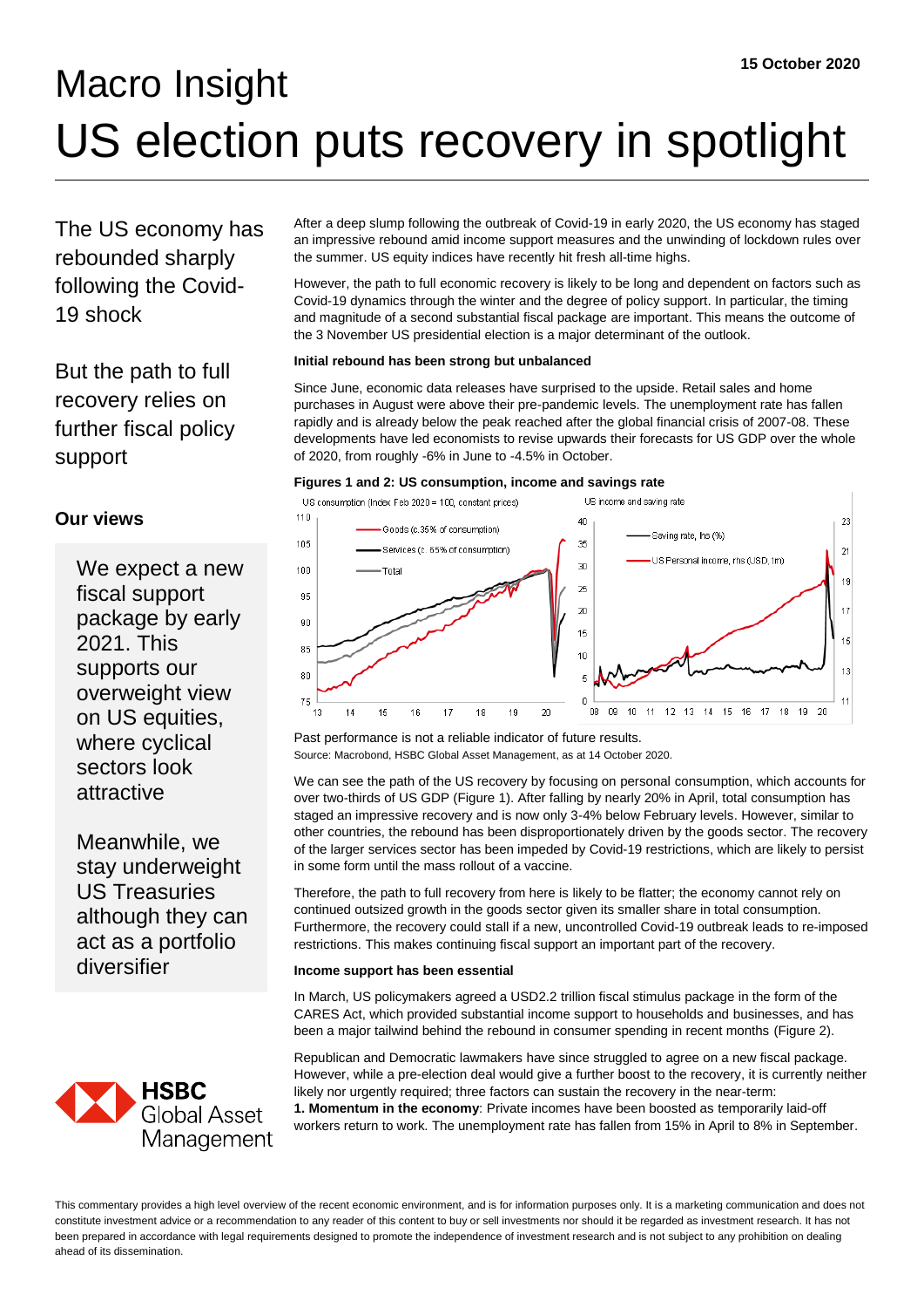15 October 2020

# Macro Insight
# US election puts recovery in spotlight

## The US economy has rebounded sharply following the Covid-19 shock

## But the path to full recovery relies on further fiscal policy support

### Our views

We expect a new fiscal support package by early 2021. This supports our overweight view on US equities, where cyclical sectors look attractive

Meanwhile, we stay underweight US Treasuries although they can act as a portfolio diversifier

After a deep slump following the outbreak of Covid-19 in early 2020, the US economy has staged an impressive rebound amid income support measures and the unwinding of lockdown rules over the summer. US equity indices have recently hit fresh all-time highs.

However, the path to full economic recovery is likely to be long and dependent on factors such as Covid-19 dynamics through the winter and the degree of policy support. In particular, the timing and magnitude of a second substantial fiscal package are important. This means the outcome of the 3 November US presidential election is a major determinant of the outlook.

**Initial rebound has been strong but unbalanced**

Since June, economic data releases have surprised to the upside. Retail sales and home purchases in August were above their pre-pandemic levels. The unemployment rate has fallen rapidly and is already below the peak reached after the global financial crisis of 2007-08. These developments have led economists to revise upwards their forecasts for US GDP over the whole of 2020, from roughly -6% in June to -4.5% in October.

**Figures 1 and 2: US consumption, income and savings rate**

Past performance is not a reliable indicator of future results.
Source: Macrobond, HSBC Global Asset Management, as at 14 October 2020.

We can see the path of the US recovery by focusing on personal consumption, which accounts for over two-thirds of US GDP (Figure 1). After falling by nearly 20% in April, total consumption has staged an impressive recovery and is now only 3-4% below February levels. However, similar to other countries, the rebound has been disproportionately driven by the goods sector. The recovery of the larger services sector has been impeded by Covid-19 restrictions, which are likely to persist in some form until the mass rollout of a vaccine.

Therefore, the path to full recovery from here is likely to be flatter; the economy cannot rely on continued outsized growth in the goods sector given its smaller share in total consumption. Furthermore, the recovery could stall if a new, uncontrolled Covid-19 outbreak leads to re-imposed restrictions. This makes continuing fiscal support an important part of the recovery.

**Income support has been essential**

In March, US policymakers agreed a USD2.2 trillion fiscal stimulus package in the form of the CARES Act, which provided substantial income support to households and businesses, and has been a major tailwind behind the rebound in consumer spending in recent months (Figure 2).

Republican and Democratic lawmakers have since struggled to agree on a new fiscal package. However, while a pre-election deal would give a further boost to the recovery, it is currently neither likely nor urgently required; three factors can sustain the recovery in the near-term:

**1. Momentum in the economy**: Private incomes have been boosted as temporarily laid-off workers return to work. The unemployment rate has fallen from 15% in April to 8% in September.

This commentary provides a high level overview of the recent economic environment, and is for information purposes only. It is a marketing communication and does not constitute investment advice or a recommendation to any reader of this content to buy or sell investments nor should it be regarded as investment research. It has not been prepared in accordance with legal requirements designed to promote the independence of investment research and is not subject to any prohibition on dealing ahead of its dissemination.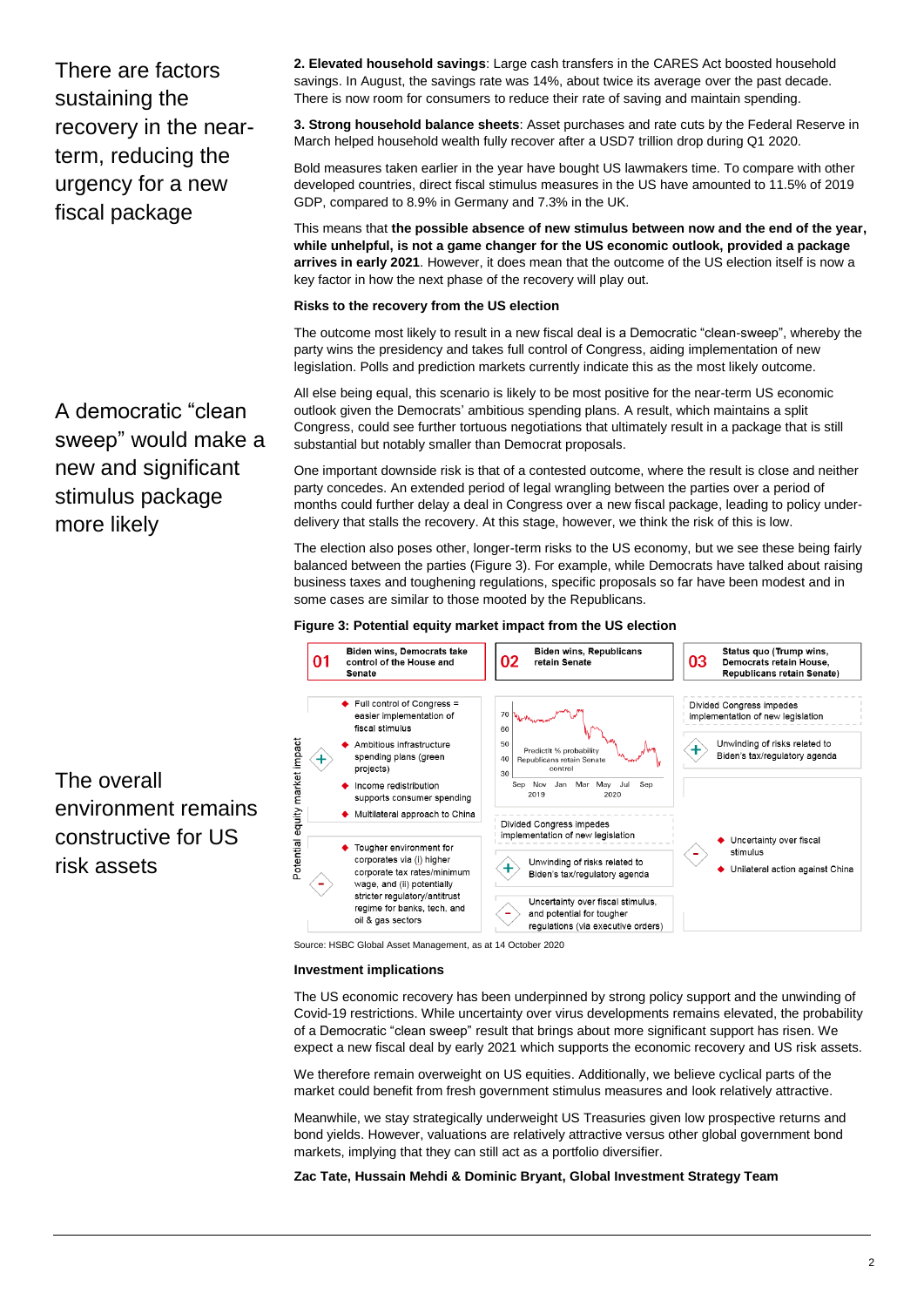There are factors sustaining the recovery in the near-term, reducing the urgency for a new fiscal package

**2. Elevated household savings**: Large cash transfers in the CARES Act boosted household savings. In August, the savings rate was 14%, about twice its average over the past decade. There is now room for consumers to reduce their rate of saving and maintain spending.

**3. Strong household balance sheets**: Asset purchases and rate cuts by the Federal Reserve in March helped household wealth fully recover after a USD7 trillion drop during Q1 2020.

Bold measures taken earlier in the year have bought US lawmakers time. To compare with other developed countries, direct fiscal stimulus measures in the US have amounted to 11.5% of 2019 GDP, compared to 8.9% in Germany and 7.3% in the UK.

This means that **the possible absence of new stimulus between now and the end of the year, while unhelpful, is not a game changer for the US economic outlook, provided a package arrives in early 2021**. However, it does mean that the outcome of the US election itself is now a key factor in how the next phase of the recovery will play out.

**Risks to the recovery from the US election**

A democratic "clean sweep" would make a new and significant stimulus package more likely

The outcome most likely to result in a new fiscal deal is a Democratic "clean-sweep", whereby the party wins the presidency and takes full control of Congress, aiding implementation of new legislation. Polls and prediction markets currently indicate this as the most likely outcome.

All else being equal, this scenario is likely to be most positive for the near-term US economic outlook given the Democrats' ambitious spending plans. A result, which maintains a split Congress, could see further tortuous negotiations that ultimately result in a package that is still substantial but notably smaller than Democrat proposals.

One important downside risk is that of a contested outcome, where the result is close and neither party concedes. An extended period of legal wrangling between the parties over a period of months could further delay a deal in Congress over a new fiscal package, leading to policy under-delivery that stalls the recovery. At this stage, however, we think the risk of this is low.

The election also poses other, longer-term risks to the US economy, but we see these being fairly balanced between the parties (Figure 3). For example, while Democrats have talked about raising business taxes and toughening regulations, specific proposals so far have been modest and in some cases are similar to those mooted by the Republicans.

**Figure 3: Potential equity market impact from the US election**

| Potential equity market impact | 01 Biden wins, Democrats take control of the House and Senate | 02 Biden wins, Republicans retain Senate | 03 Status quo (Trump wins, Democrats retain House, Republicans retain Senate) |
|---|---|---|---|
| + | Full control of Congress = easier implementation of fiscal stimulus; Ambitious infrastructure spending plans (green projects); Income redistribution supports consumer spending; Multilateral approach to China | Predictit % probability Republicans retain Senate control (chart, Sep 2019 – Sep 2020); Divided Congress impedes implementation of new legislation; + Unwinding of risks related to Biden's tax/regulatory agenda | Divided Congress impedes implementation of new legislation; + Unwinding of risks related to Biden's tax/regulatory agenda |
| − | Tougher environment for corporates via (i) higher corporate tax rates/minimum wage, and (ii) potentially stricter regulatory/antitrust regime for banks, tech, and oil & gas sectors | Uncertainty over fiscal stimulus, and potential for tougher regulations (via executive orders) | Uncertainty over fiscal stimulus; Unilateral action against China |

Source: HSBC Global Asset Management, as at 14 October 2020

**Investment implications**

The overall environment remains constructive for US risk assets

The US economic recovery has been underpinned by strong policy support and the unwinding of Covid-19 restrictions. While uncertainty over virus developments remains elevated, the probability of a Democratic "clean sweep" result that brings about more significant support has risen. We expect a new fiscal deal by early 2021 which supports the economic recovery and US risk assets.

We therefore remain overweight on US equities. Additionally, we believe cyclical parts of the market could benefit from fresh government stimulus measures and look relatively attractive.

Meanwhile, we stay strategically underweight US Treasuries given low prospective returns and bond yields. However, valuations are relatively attractive versus other global government bond markets, implying that they can still act as a portfolio diversifier.

**Zac Tate, Hussain Mehdi & Dominic Bryant, Global Investment Strategy Team**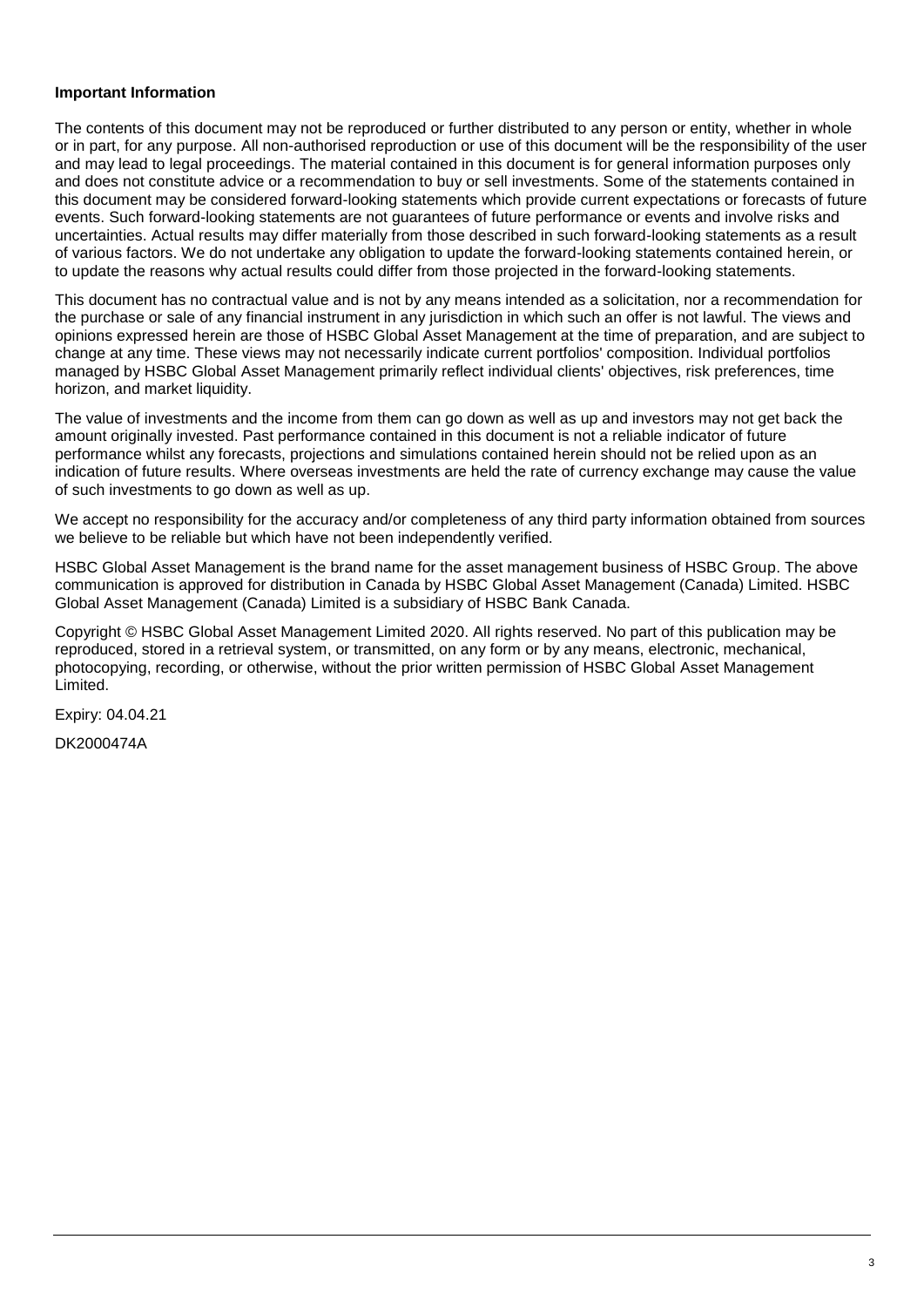**Important Information**

The contents of this document may not be reproduced or further distributed to any person or entity, whether in whole or in part, for any purpose. All non-authorised reproduction or use of this document will be the responsibility of the user and may lead to legal proceedings. The material contained in this document is for general information purposes only and does not constitute advice or a recommendation to buy or sell investments. Some of the statements contained in this document may be considered forward-looking statements which provide current expectations or forecasts of future events. Such forward-looking statements are not guarantees of future performance or events and involve risks and uncertainties. Actual results may differ materially from those described in such forward-looking statements as a result of various factors. We do not undertake any obligation to update the forward-looking statements contained herein, or to update the reasons why actual results could differ from those projected in the forward-looking statements.

This document has no contractual value and is not by any means intended as a solicitation, nor a recommendation for the purchase or sale of any financial instrument in any jurisdiction in which such an offer is not lawful. The views and opinions expressed herein are those of HSBC Global Asset Management at the time of preparation, and are subject to change at any time. These views may not necessarily indicate current portfolios' composition. Individual portfolios managed by HSBC Global Asset Management primarily reflect individual clients' objectives, risk preferences, time horizon, and market liquidity.

The value of investments and the income from them can go down as well as up and investors may not get back the amount originally invested. Past performance contained in this document is not a reliable indicator of future performance whilst any forecasts, projections and simulations contained herein should not be relied upon as an indication of future results. Where overseas investments are held the rate of currency exchange may cause the value of such investments to go down as well as up.

We accept no responsibility for the accuracy and/or completeness of any third party information obtained from sources we believe to be reliable but which have not been independently verified.

HSBC Global Asset Management is the brand name for the asset management business of HSBC Group. The above communication is approved for distribution in Canada by HSBC Global Asset Management (Canada) Limited. HSBC Global Asset Management (Canada) Limited is a subsidiary of HSBC Bank Canada.

Copyright © HSBC Global Asset Management Limited 2020. All rights reserved. No part of this publication may be reproduced, stored in a retrieval system, or transmitted, on any form or by any means, electronic, mechanical, photocopying, recording, or otherwise, without the prior written permission of HSBC Global Asset Management Limited.

Expiry: 04.04.21

DK2000474A